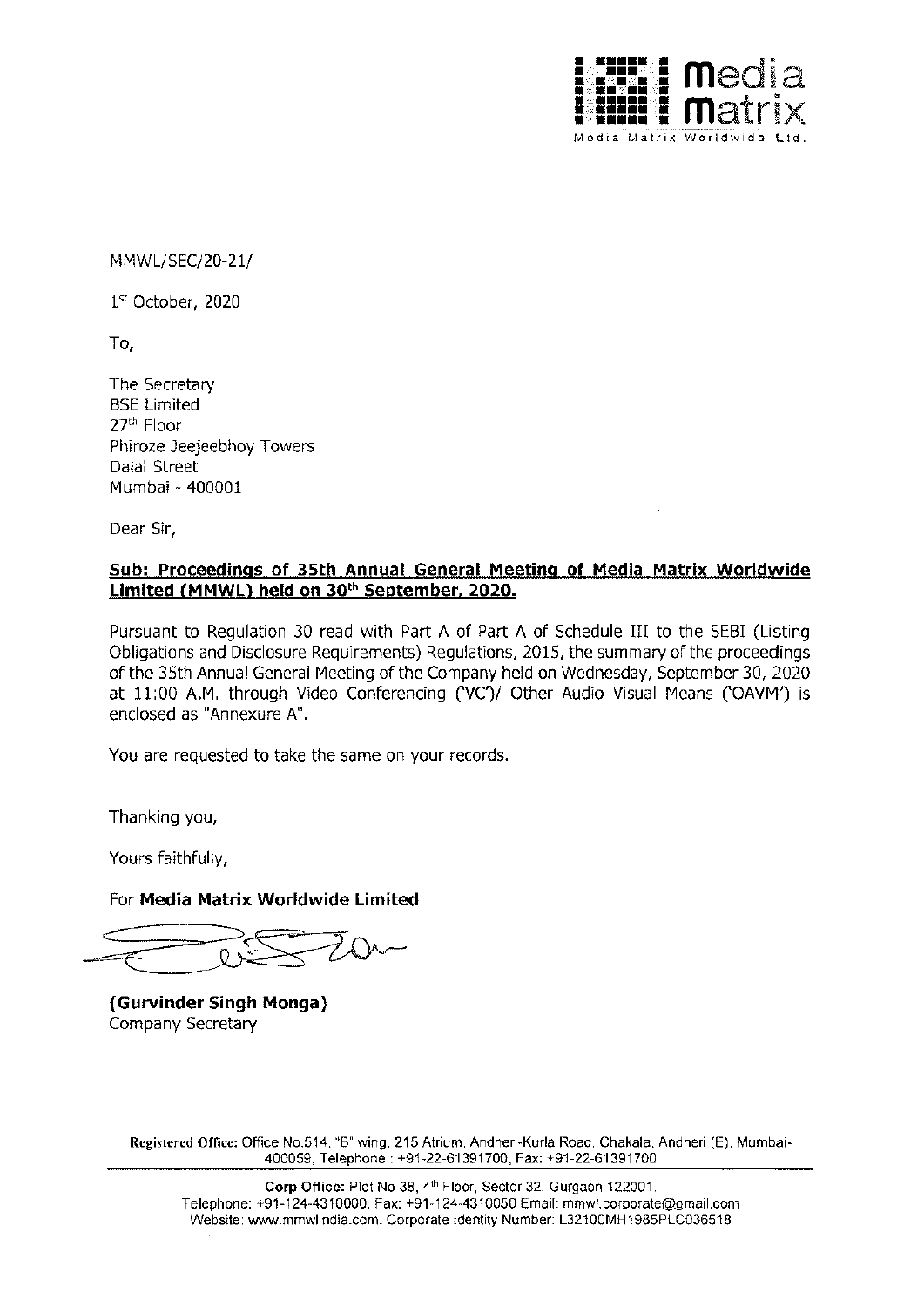MMWL/SEC/20-21/

1st October, 2020

To,

The Secretary
BSE Limited
27th Floor
Phiroze Jeejeebhoy Towers
Dalal Street
Mumbai - 400001

Dear Sir,

**Sub: Proceedings of 35th Annual General Meeting of Media Matrix Worldwide Limited (MMWL) held on 30th September, 2020.**

Pursuant to Regulation 30 read with Part A of Part A of Schedule III to the SEBI (Listing Obligations and Disclosure Requirements) Regulations, 2015, the summary of the proceedings of the 35th Annual General Meeting of the Company held on Wednesday, September 30, 2020 at 11:00 A.M. through Video Conferencing ('VC')/ Other Audio Visual Means ('OAVM') is enclosed as "Annexure A".

You are requested to take the same on your records.

Thanking you,

Yours faithfully,

For **Media Matrix Worldwide Limited**

**(Gurvinder Singh Monga)**
Company Secretary

**Registered Office:** Office No.514, "B" wing, 215 Atrium, Andheri-Kurla Road, Chakala, Andheri (E), Mumbai-400059, Telephone : +91-22-61391700, Fax: +91-22-61391700

**Corp Office:** Plot No 38, 4th Floor, Sector 32, Gurgaon 122001.
Telephone: +91-124-4310000, Fax: +91-124-4310050 Email: mmwl.corporate@gmail.com
Website: www.mmwlindia.com, Corporate Identity Number: L32100MH1985PLC036518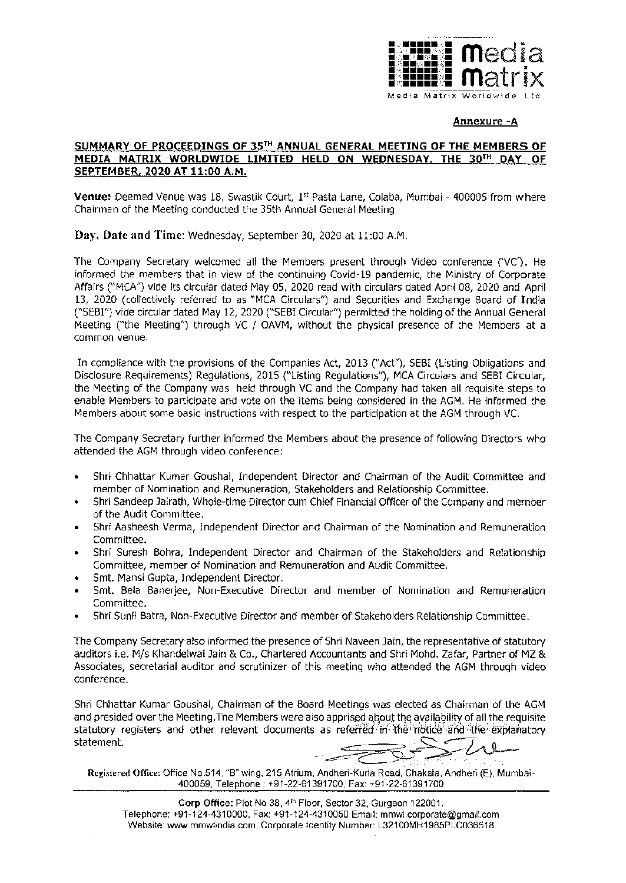**Annexure -A**

## SUMMARY OF PROCEEDINGS OF 35TH ANNUAL GENERAL MEETING OF THE MEMBERS OF MEDIA MATRIX WORLDWIDE LIMITED HELD ON WEDNESDAY, THE 30TH DAY OF SEPTEMBER, 2020 AT 11:00 A.M.

**Venue:** Deemed Venue was 18, Swastik Court, 1st Pasta Lane, Colaba, Mumbai - 400005 from where Chairman of the Meeting conducted the 35th Annual General Meeting

**Day, Date and Time:** Wednesday, September 30, 2020 at 11:00 A.M.

The Company Secretary welcomed all the Members present through Video conference ("VC"). He informed the members that in view of the continuing Covid-19 pandemic, the Ministry of Corporate Affairs ("MCA") vide its circular dated May 05, 2020 read with circulars dated April 08, 2020 and April 13, 2020 (collectively referred to as "MCA Circulars") and Securities and Exchange Board of India ("SEBI") vide circular dated May 12, 2020 ("SEBI Circular") permitted the holding of the Annual General Meeting ("the Meeting") through VC / OAVM, without the physical presence of the Members at a common venue.

In compliance with the provisions of the Companies Act, 2013 ("Act"), SEBI (Listing Obligations and Disclosure Requirements) Regulations, 2015 ("Listing Regulations"), MCA Circulars and SEBI Circular, the Meeting of the Company was held through VC and the Company had taken all requisite steps to enable Members to participate and vote on the items being considered in the AGM. He informed the Members about some basic instructions with respect to the participation at the AGM through VC.

The Company Secretary further informed the Members about the presence of following Directors who attended the AGM through video conference:

- Shri Chhattar Kumar Goushal, Independent Director and Chairman of the Audit Committee and member of Nomination and Remuneration, Stakeholders and Relationship Committee.
- Shri Sandeep Jairath, Whole-time Director cum Chief Financial Officer of the Company and member of the Audit Committee.
- Shri Aasheesh Verma, Independent Director and Chairman of the Nomination and Remuneration Committee.
- Shri Suresh Bohra, Independent Director and Chairman of the Stakeholders and Relationship Committee, member of Nomination and Remuneration and Audit Committee.
- Smt. Mansi Gupta, Independent Director.
- Smt. Bela Banerjee, Non-Executive Director and member of Nomination and Remuneration Committee.
- Shri Sunil Batra, Non-Executive Director and member of Stakeholders Relationship Committee.

The Company Secretary also informed the presence of Shri Naveen Jain, the representative of statutory auditors i.e. M/s Khandelwal Jain & Co., Chartered Accountants and Shri Mohd. Zafar, Partner of MZ & Associates, secretarial auditor and scrutinizer of this meeting who attended the AGM through video conference.

Shri Chhattar Kumar Goushal, Chairman of the Board Meetings was elected as Chairman of the AGM and presided over the Meeting.The Members were also apprised about the availability of all the requisite statutory registers and other relevant documents as referred in the notice and the explanatory statement.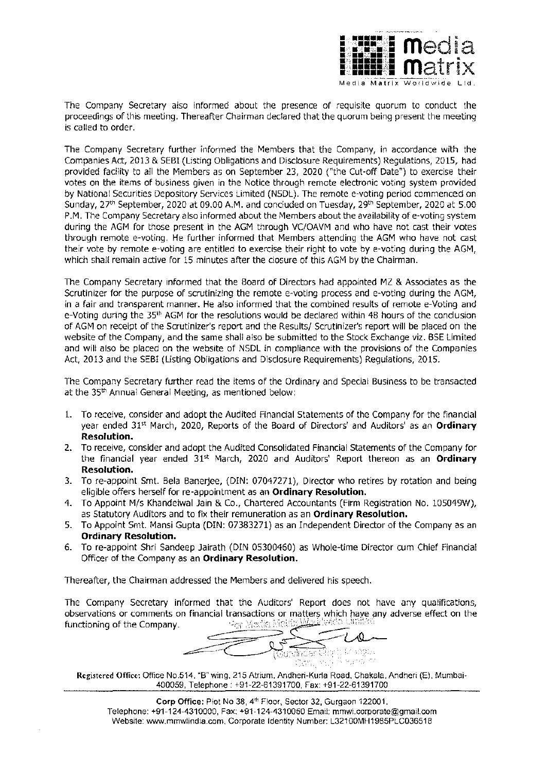The Company Secretary also informed about the presence of requisite quorum to conduct the proceedings of this meeting. Thereafter Chairman declared that the quorum being present the meeting is called to order.

The Company Secretary further informed the Members that the Company, in accordance with the Companies Act, 2013 & SEBI (Listing Obligations and Disclosure Requirements) Regulations, 2015, had provided facility to all the Members as on September 23, 2020 ("the Cut-off Date") to exercise their votes on the items of business given in the Notice through remote electronic voting system provided by National Securities Depository Services Limited (NSDL). The remote e-voting period commenced on Sunday, 27th September, 2020 at 09.00 A.M. and concluded on Tuesday, 29th September, 2020 at 5.00 P.M. The Company Secretary also informed about the Members about the availability of e-voting system during the AGM for those present in the AGM through VC/OAVM and who have not cast their votes through remote e-voting. He further informed that Members attending the AGM who have not cast their vote by remote e-voting are entitled to exercise their right to vote by e-voting during the AGM, which shall remain active for 15 minutes after the closure of this AGM by the Chairman.

The Company Secretary informed that the Board of Directors had appointed MZ & Associates as the Scrutinizer for the purpose of scrutinizing the remote e-voting process and e-voting during the AGM, in a fair and transparent manner. He also informed that the combined results of remote e-Voting and e-Voting during the 35th AGM for the resolutions would be declared within 48 hours of the conclusion of AGM on receipt of the Scrutinizer's report and the Results/ Scrutinizer's report will be placed on the website of the Company, and the same shall also be submitted to the Stock Exchange viz. BSE Limited and will also be placed on the website of NSDL in compliance with the provisions of the Companies Act, 2013 and the SEBI (Listing Obligations and Disclosure Requirements) Regulations, 2015.

The Company Secretary further read the items of the Ordinary and Special Business to be transacted at the 35th Annual General Meeting, as mentioned below:

1. To receive, consider and adopt the Audited Financial Statements of the Company for the financial year ended 31st March, 2020, Reports of the Board of Directors' and Auditors' as an **Ordinary Resolution.**
2. To receive, consider and adopt the Audited Consolidated Financial Statements of the Company for the financial year ended 31st March, 2020 and Auditors' Report thereon as an **Ordinary Resolution.**
3. To re-appoint Smt. Bela Banerjee, (DIN: 07047271), Director who retires by rotation and being eligible offers herself for re-appointment as an **Ordinary Resolution.**
4. To Appoint M/s Khandelwal Jain & Co., Chartered Accountants (Firm Registration No. 105049W), as Statutory Auditors and to fix their remuneration as an **Ordinary Resolution.**
5. To Appoint Smt. Mansi Gupta (DIN: 07383271) as an Independent Director of the Company as an **Ordinary Resolution.**
6. To re-appoint Shri Sandeep Jairath (DIN 05300460) as Whole-time Director cum Chief Financial Officer of the Company as an **Ordinary Resolution.**

Thereafter, the Chairman addressed the Members and delivered his speech.

The Company Secretary informed that the Auditors' Report does not have any qualifications, observations or comments on financial transactions or matters which have any adverse effect on the functioning of the Company.

**Registered Office:** Office No.514, "B" wing, 215 Atrium, Andheri-Kurla Road, Chakala, Andheri (E), Mumbai-400059, Telephone : +91-22-61391700, Fax: +91-22-61391700

**Corp Office:** Plot No 38, 4th Floor, Sector 32, Gurgaon 122001.
Telephone: +91-124-4310000, Fax: +91-124-4310050 Email: mmwl.corporate@gmail.com
Website: www.mmwlindia.com, Corporate Identity Number: L32100MH1985PLC036518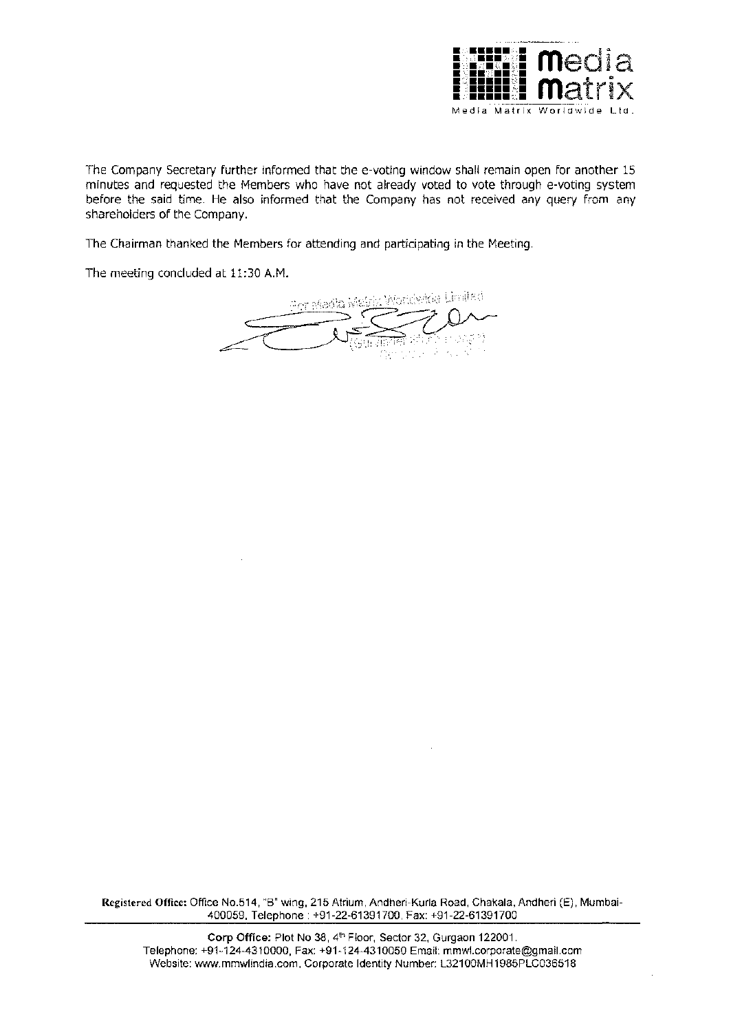The Company Secretary further informed that the e-voting window shall remain open for another 15 minutes and requested the Members who have not already voted to vote through e-voting system before the said time. He also informed that the Company has not received any query from any shareholders of the Company.

The Chairman thanked the Members for attending and participating in the Meeting.

The meeting concluded at 11:30 A.M.

For Media Matrix Worldwide Limited

**Registered Office:** Office No.514, "B" wing, 215 Atrium, Andheri-Kurla Road, Chakala, Andheri (E), Mumbai-400059, Telephone : +91-22-61391700, Fax: +91-22-61391700

**Corp Office:** Plot No 38, 4th Floor, Sector 32, Gurgaon 122001.
Telephone: +91-124-4310000, Fax: +91-124-4310050 Email: mmwl.corporate@gmail.com
Website: www.mmwlindia.com, Corporate Identity Number: L32100MH1985PLC036518